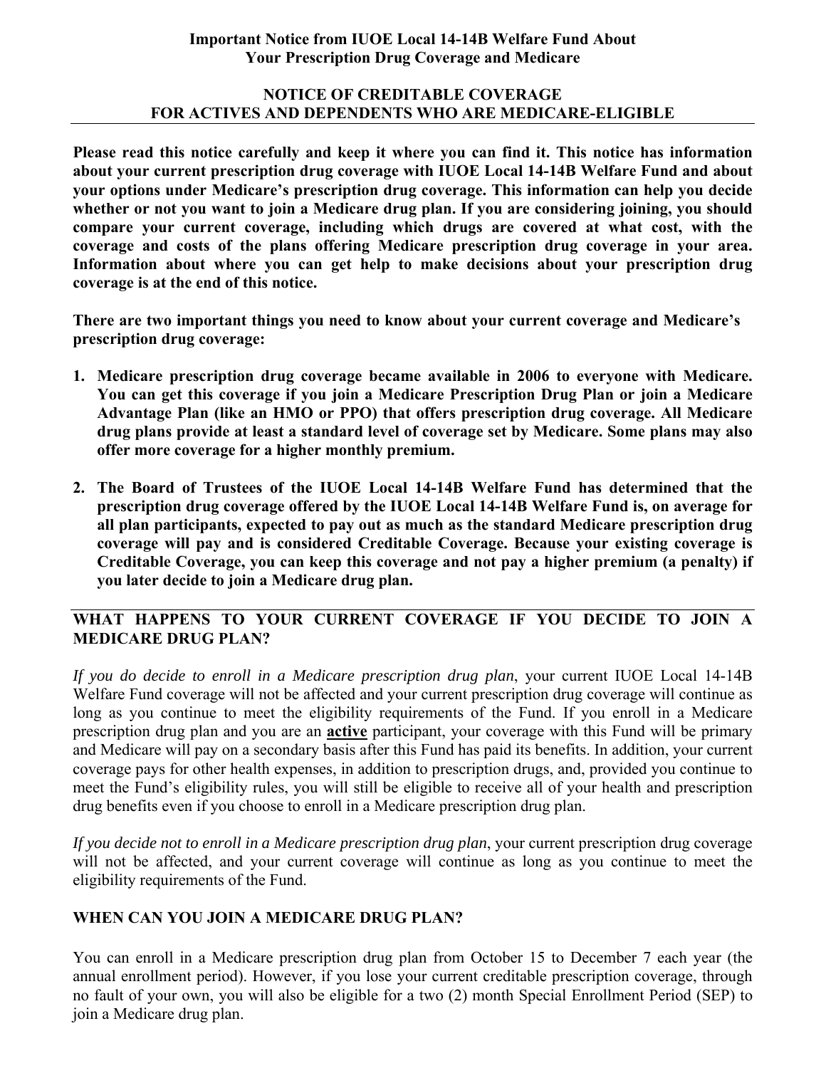**Important Notice from IUOE Local 14-14B Welfare Fund About Your Prescription Drug Coverage and Medicare**

# NOTICE OF CREDITABLE COVERAGE FOR ACTIVES AND DEPENDENTS WHO ARE MEDICARE-ELIGIBLE

**Please read this notice carefully and keep it where you can find it. This notice has information about your current prescription drug coverage with IUOE Local 14-14B Welfare Fund and about your options under Medicare's prescription drug coverage. This information can help you decide whether or not you want to join a Medicare drug plan. If you are considering joining, you should compare your current coverage, including which drugs are covered at what cost, with the coverage and costs of the plans offering Medicare prescription drug coverage in your area. Information about where you can get help to make decisions about your prescription drug coverage is at the end of this notice.**

**There are two important things you need to know about your current coverage and Medicare's prescription drug coverage:**

1. **Medicare prescription drug coverage became available in 2006 to everyone with Medicare. You can get this coverage if you join a Medicare Prescription Drug Plan or join a Medicare Advantage Plan (like an HMO or PPO) that offers prescription drug coverage. All Medicare drug plans provide at least a standard level of coverage set by Medicare. Some plans may also offer more coverage for a higher monthly premium.**

2. **The Board of Trustees of the IUOE Local 14-14B Welfare Fund has determined that the prescription drug coverage offered by the IUOE Local 14-14B Welfare Fund is, on average for all plan participants, expected to pay out as much as the standard Medicare prescription drug coverage will pay and is considered Creditable Coverage. Because your existing coverage is Creditable Coverage, you can keep this coverage and not pay a higher premium (a penalty) if you later decide to join a Medicare drug plan.**

## WHAT HAPPENS TO YOUR CURRENT COVERAGE IF YOU DECIDE TO JOIN A MEDICARE DRUG PLAN?

*If you do decide to enroll in a Medicare prescription drug plan*, your current IUOE Local 14-14B Welfare Fund coverage will not be affected and your current prescription drug coverage will continue as long as you continue to meet the eligibility requirements of the Fund. If you enroll in a Medicare prescription drug plan and you are an **active** participant, your coverage with this Fund will be primary and Medicare will pay on a secondary basis after this Fund has paid its benefits. In addition, your current coverage pays for other health expenses, in addition to prescription drugs, and, provided you continue to meet the Fund's eligibility rules, you will still be eligible to receive all of your health and prescription drug benefits even if you choose to enroll in a Medicare prescription drug plan.

*If you decide not to enroll in a Medicare prescription drug plan*, your current prescription drug coverage will not be affected, and your current coverage will continue as long as you continue to meet the eligibility requirements of the Fund.

## WHEN CAN YOU JOIN A MEDICARE DRUG PLAN?

You can enroll in a Medicare prescription drug plan from October 15 to December 7 each year (the annual enrollment period). However, if you lose your current creditable prescription coverage, through no fault of your own, you will also be eligible for a two (2) month Special Enrollment Period (SEP) to join a Medicare drug plan.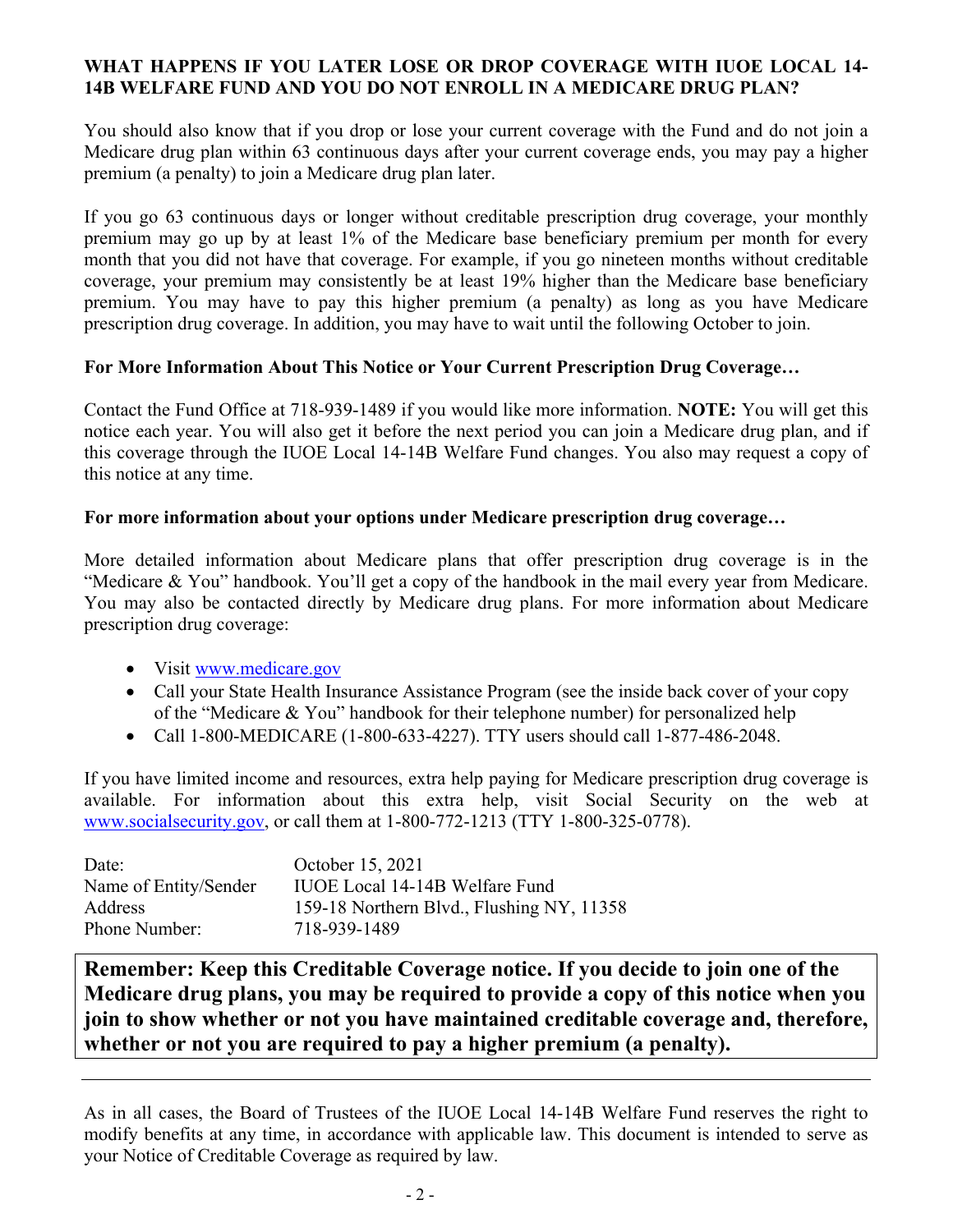**WHAT HAPPENS IF YOU LATER LOSE OR DROP COVERAGE WITH IUOE LOCAL 14-14B WELFARE FUND AND YOU DO NOT ENROLL IN A MEDICARE DRUG PLAN?**

You should also know that if you drop or lose your current coverage with the Fund and do not join a Medicare drug plan within 63 continuous days after your current coverage ends, you may pay a higher premium (a penalty) to join a Medicare drug plan later.

If you go 63 continuous days or longer without creditable prescription drug coverage, your monthly premium may go up by at least 1% of the Medicare base beneficiary premium per month for every month that you did not have that coverage. For example, if you go nineteen months without creditable coverage, your premium may consistently be at least 19% higher than the Medicare base beneficiary premium. You may have to pay this higher premium (a penalty) as long as you have Medicare prescription drug coverage. In addition, you may have to wait until the following October to join.

**For More Information About This Notice or Your Current Prescription Drug Coverage…**

Contact the Fund Office at 718-939-1489 if you would like more information. **NOTE:** You will get this notice each year. You will also get it before the next period you can join a Medicare drug plan, and if this coverage through the IUOE Local 14-14B Welfare Fund changes. You also may request a copy of this notice at any time.

**For more information about your options under Medicare prescription drug coverage…**

More detailed information about Medicare plans that offer prescription drug coverage is in the "Medicare & You" handbook. You'll get a copy of the handbook in the mail every year from Medicare. You may also be contacted directly by Medicare drug plans. For more information about Medicare prescription drug coverage:

- Visit www.medicare.gov
- Call your State Health Insurance Assistance Program (see the inside back cover of your copy of the "Medicare & You" handbook for their telephone number) for personalized help
- Call 1-800-MEDICARE (1-800-633-4227). TTY users should call 1-877-486-2048.

If you have limited income and resources, extra help paying for Medicare prescription drug coverage is available. For information about this extra help, visit Social Security on the web at www.socialsecurity.gov, or call them at 1-800-772-1213 (TTY 1-800-325-0778).

| | |
|---|---|
| Date: | October 15, 2021 |
| Name of Entity/Sender | IUOE Local 14-14B Welfare Fund |
| Address | 159-18 Northern Blvd., Flushing NY, 11358 |
| Phone Number: | 718-939-1489 |

**Remember: Keep this Creditable Coverage notice. If you decide to join one of the Medicare drug plans, you may be required to provide a copy of this notice when you join to show whether or not you have maintained creditable coverage and, therefore, whether or not you are required to pay a higher premium (a penalty).**

---

As in all cases, the Board of Trustees of the IUOE Local 14-14B Welfare Fund reserves the right to modify benefits at any time, in accordance with applicable law. This document is intended to serve as your Notice of Creditable Coverage as required by law.